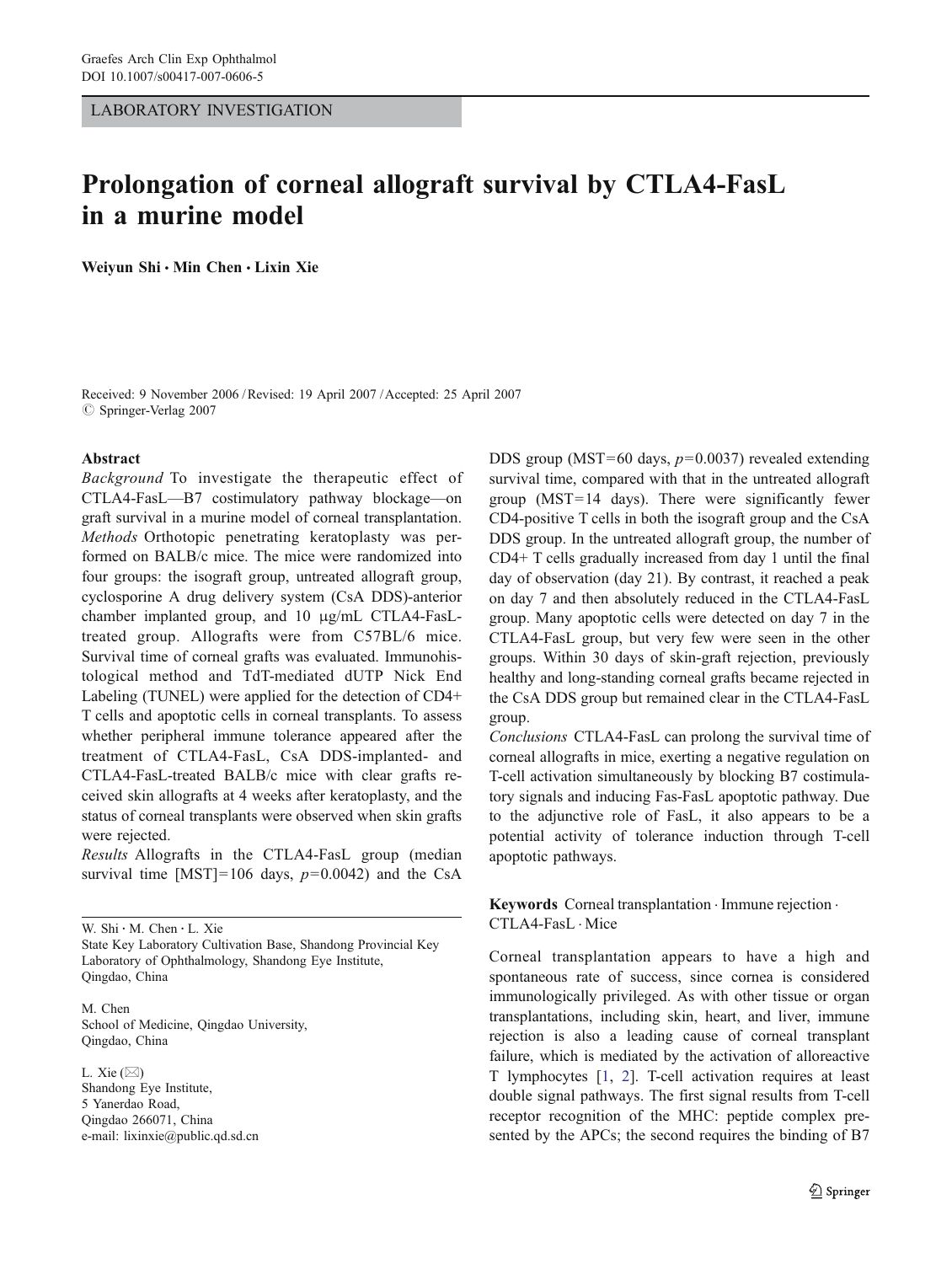LABORATORY INVESTIGATION

# Prolongation of corneal allograft survival by CTLA4-FasL in a murine model

**Weiyun Shi · Min Chen · Lixin Xie**

Received: 9 November 2006 / Revised: 19 April 2007 / Accepted: 25 April 2007
© Springer-Verlag 2007

## Abstract

*Background* To investigate the therapeutic effect of CTLA4-FasL—B7 costimulatory pathway blockage—on graft survival in a murine model of corneal transplantation.

*Methods* Orthotopic penetrating keratoplasty was performed on BALB/c mice. The mice were randomized into four groups: the isograft group, untreated allograft group, cyclosporine A drug delivery system (CsA DDS)-anterior chamber implanted group, and 10 μg/mL CTLA4-FasL-treated group. Allografts were from C57BL/6 mice. Survival time of corneal grafts was evaluated. Immunohistological method and TdT-mediated dUTP Nick End Labeling (TUNEL) were applied for the detection of CD4+ T cells and apoptotic cells in corneal transplants. To assess whether peripheral immune tolerance appeared after the treatment of CTLA4-FasL, CsA DDS-implanted- and CTLA4-FasL-treated BALB/c mice with clear grafts received skin allografts at 4 weeks after keratoplasty, and the status of corneal transplants were observed when skin grafts were rejected.

*Results* Allografts in the CTLA4-FasL group (median survival time [MST]=106 days, $p=0.0042$) and the CsA DDS group (MST=60 days, $p=0.0037$) revealed extending survival time, compared with that in the untreated allograft group (MST=14 days). There were significantly fewer CD4-positive T cells in both the isograft group and the CsA DDS group. In the untreated allograft group, the number of CD4+ T cells gradually increased from day 1 until the final day of observation (day 21). By contrast, it reached a peak on day 7 and then absolutely reduced in the CTLA4-FasL group. Many apoptotic cells were detected on day 7 in the CTLA4-FasL group, but very few were seen in the other groups. Within 30 days of skin-graft rejection, previously healthy and long-standing corneal grafts became rejected in the CsA DDS group but remained clear in the CTLA4-FasL group.

*Conclusions* CTLA4-FasL can prolong the survival time of corneal allografts in mice, exerting a negative regulation on T-cell activation simultaneously by blocking B7 costimulatory signals and inducing Fas-FasL apoptotic pathway. Due to the adjunctive role of FasL, it also appears to be a potential activity of tolerance induction through T-cell apoptotic pathways.

**Keywords** Corneal transplantation · Immune rejection · CTLA4-FasL · Mice

W. Shi · M. Chen · L. Xie
State Key Laboratory Cultivation Base, Shandong Provincial Key Laboratory of Ophthalmology, Shandong Eye Institute, Qingdao, China

M. Chen
School of Medicine, Qingdao University, Qingdao, China

L. Xie (✉)
Shandong Eye Institute,
5 Yanerdao Road,
Qingdao 266071, China
e-mail: lixinxie@public.qd.sd.cn

Corneal transplantation appears to have a high and spontaneous rate of success, since cornea is considered immunologically privileged. As with other tissue or organ transplantations, including skin, heart, and liver, immune rejection is also a leading cause of corneal transplant failure, which is mediated by the activation of alloreactive T lymphocytes [1, 2]. T-cell activation requires at least double signal pathways. The first signal results from T-cell receptor recognition of the MHC: peptide complex presented by the APCs; the second requires the binding of B7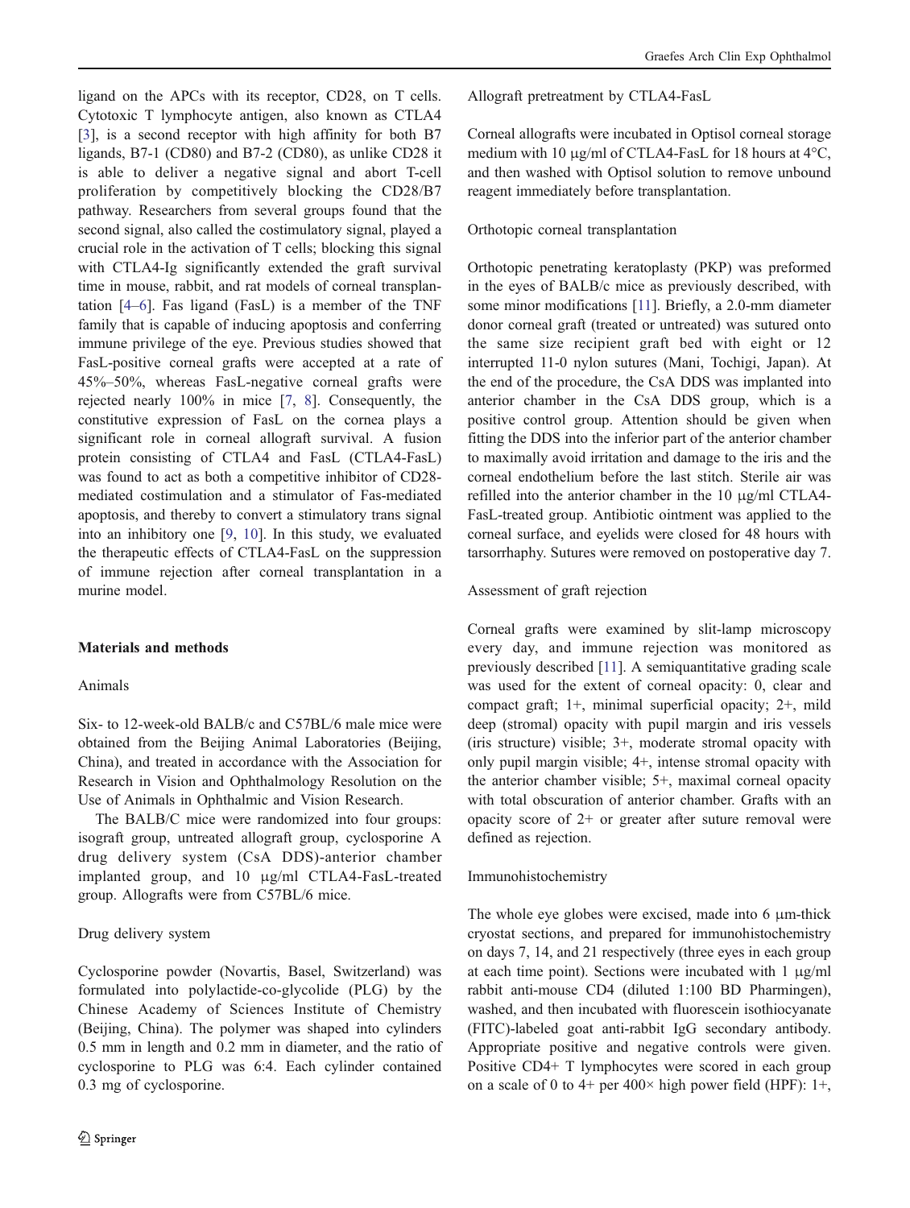ligand on the APCs with its receptor, CD28, on T cells. Cytotoxic T lymphocyte antigen, also known as CTLA4 [3], is a second receptor with high affinity for both B7 ligands, B7-1 (CD80) and B7-2 (CD80), as unlike CD28 it is able to deliver a negative signal and abort T-cell proliferation by competitively blocking the CD28/B7 pathway. Researchers from several groups found that the second signal, also called the costimulatory signal, played a crucial role in the activation of T cells; blocking this signal with CTLA4-Ig significantly extended the graft survival time in mouse, rabbit, and rat models of corneal transplantation [4–6]. Fas ligand (FasL) is a member of the TNF family that is capable of inducing apoptosis and conferring immune privilege of the eye. Previous studies showed that FasL-positive corneal grafts were accepted at a rate of 45%–50%, whereas FasL-negative corneal grafts were rejected nearly 100% in mice [7, 8]. Consequently, the constitutive expression of FasL on the cornea plays a significant role in corneal allograft survival. A fusion protein consisting of CTLA4 and FasL (CTLA4-FasL) was found to act as both a competitive inhibitor of CD28-mediated costimulation and a stimulator of Fas-mediated apoptosis, and thereby to convert a stimulatory trans signal into an inhibitory one [9, 10]. In this study, we evaluated the therapeutic effects of CTLA4-FasL on the suppression of immune rejection after corneal transplantation in a murine model.

## Materials and methods

### Animals

Six- to 12-week-old BALB/c and C57BL/6 male mice were obtained from the Beijing Animal Laboratories (Beijing, China), and treated in accordance with the Association for Research in Vision and Ophthalmology Resolution on the Use of Animals in Ophthalmic and Vision Research.

The BALB/C mice were randomized into four groups: isograft group, untreated allograft group, cyclosporine A drug delivery system (CsA DDS)-anterior chamber implanted group, and 10 μg/ml CTLA4-FasL-treated group. Allografts were from C57BL/6 mice.

### Drug delivery system

Cyclosporine powder (Novartis, Basel, Switzerland) was formulated into polylactide-co-glycolide (PLG) by the Chinese Academy of Sciences Institute of Chemistry (Beijing, China). The polymer was shaped into cylinders 0.5 mm in length and 0.2 mm in diameter, and the ratio of cyclosporine to PLG was 6:4. Each cylinder contained 0.3 mg of cyclosporine.

### Allograft pretreatment by CTLA4-FasL

Corneal allografts were incubated in Optisol corneal storage medium with 10 μg/ml of CTLA4-FasL for 18 hours at 4°C, and then washed with Optisol solution to remove unbound reagent immediately before transplantation.

### Orthotopic corneal transplantation

Orthotopic penetrating keratoplasty (PKP) was preformed in the eyes of BALB/c mice as previously described, with some minor modifications [11]. Briefly, a 2.0-mm diameter donor corneal graft (treated or untreated) was sutured onto the same size recipient graft bed with eight or 12 interrupted 11-0 nylon sutures (Mani, Tochigi, Japan). At the end of the procedure, the CsA DDS was implanted into anterior chamber in the CsA DDS group, which is a positive control group. Attention should be given when fitting the DDS into the inferior part of the anterior chamber to maximally avoid irritation and damage to the iris and the corneal endothelium before the last stitch. Sterile air was refilled into the anterior chamber in the 10 μg/ml CTLA4-FasL-treated group. Antibiotic ointment was applied to the corneal surface, and eyelids were closed for 48 hours with tarsorrhaphy. Sutures were removed on postoperative day 7.

### Assessment of graft rejection

Corneal grafts were examined by slit-lamp microscopy every day, and immune rejection was monitored as previously described [11]. A semiquantitative grading scale was used for the extent of corneal opacity: 0, clear and compact graft; 1+, minimal superficial opacity; 2+, mild deep (stromal) opacity with pupil margin and iris vessels (iris structure) visible; 3+, moderate stromal opacity with only pupil margin visible; 4+, intense stromal opacity with the anterior chamber visible; 5+, maximal corneal opacity with total obscuration of anterior chamber. Grafts with an opacity score of 2+ or greater after suture removal were defined as rejection.

### Immunohistochemistry

The whole eye globes were excised, made into 6 μm-thick cryostat sections, and prepared for immunohistochemistry on days 7, 14, and 21 respectively (three eyes in each group at each time point). Sections were incubated with 1 μg/ml rabbit anti-mouse CD4 (diluted 1:100 BD Pharmingen), washed, and then incubated with fluorescein isothiocyanate (FITC)-labeled goat anti-rabbit IgG secondary antibody. Appropriate positive and negative controls were given. Positive CD4+ T lymphocytes were scored in each group on a scale of 0 to 4+ per 400× high power field (HPF): 1+,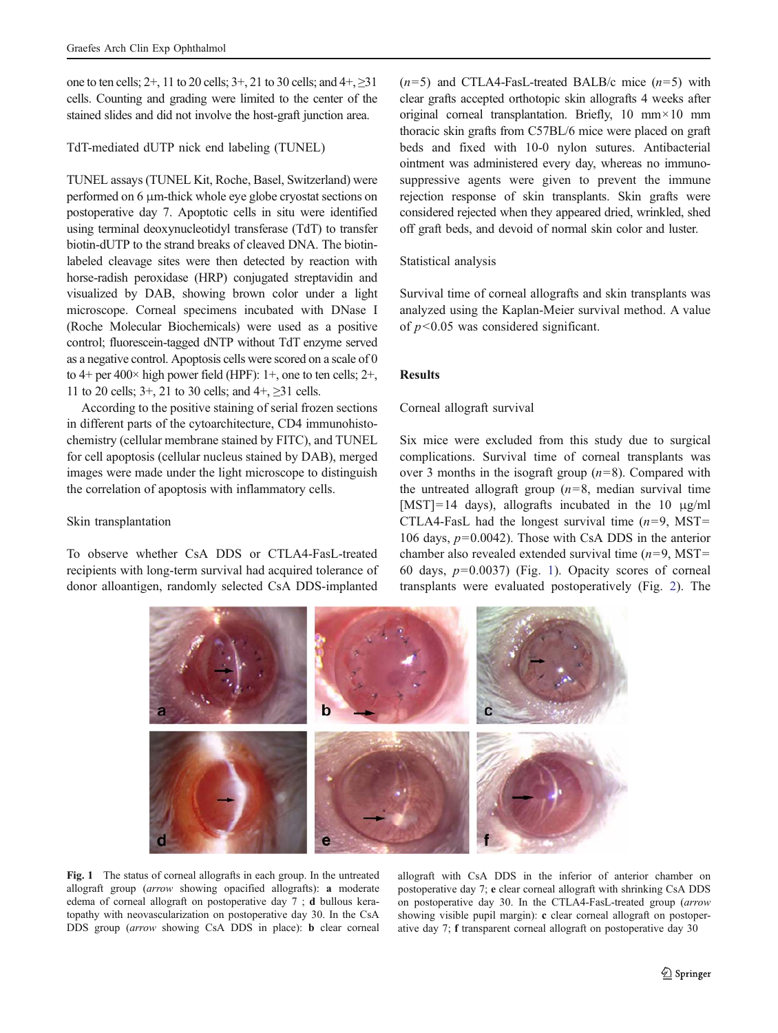one to ten cells; 2+, 11 to 20 cells; 3+, 21 to 30 cells; and 4+, ≥31 cells. Counting and grading were limited to the center of the stained slides and did not involve the host-graft junction area.

### TdT-mediated dUTP nick end labeling (TUNEL)

TUNEL assays (TUNEL Kit, Roche, Basel, Switzerland) were performed on 6 μm-thick whole eye globe cryostat sections on postoperative day 7. Apoptotic cells in situ were identified using terminal deoxynucleotidyl transferase (TdT) to transfer biotin-dUTP to the strand breaks of cleaved DNA. The biotin-labeled cleavage sites were then detected by reaction with horse-radish peroxidase (HRP) conjugated streptavidin and visualized by DAB, showing brown color under a light microscope. Corneal specimens incubated with DNase I (Roche Molecular Biochemicals) were used as a positive control; fluorescein-tagged dNTP without TdT enzyme served as a negative control. Apoptosis cells were scored on a scale of 0 to 4+ per 400× high power field (HPF): 1+, one to ten cells; 2+, 11 to 20 cells; 3+, 21 to 30 cells; and 4+, ≥31 cells.

According to the positive staining of serial frozen sections in different parts of the cytoarchitecture, CD4 immunohistochemistry (cellular membrane stained by FITC), and TUNEL for cell apoptosis (cellular nucleus stained by DAB), merged images were made under the light microscope to distinguish the correlation of apoptosis with inflammatory cells.

### Skin transplantation

To observe whether CsA DDS or CTLA4-FasL-treated recipients with long-term survival had acquired tolerance of donor alloantigen, randomly selected CsA DDS-implanted ($n$=5) and CTLA4-FasL-treated BALB/c mice ($n$=5) with clear grafts accepted orthotopic skin allografts 4 weeks after original corneal transplantation. Briefly, 10 mm×10 mm thoracic skin grafts from C57BL/6 mice were placed on graft beds and fixed with 10-0 nylon sutures. Antibacterial ointment was administered every day, whereas no immunosuppressive agents were given to prevent the immune rejection response of skin transplants. Skin grafts were considered rejected when they appeared dried, wrinkled, shed off graft beds, and devoid of normal skin color and luster.

### Statistical analysis

Survival time of corneal allografts and skin transplants was analyzed using the Kaplan-Meier survival method. A value of $p$<0.05 was considered significant.

## Results

### Corneal allograft survival

Six mice were excluded from this study due to surgical complications. Survival time of corneal transplants was over 3 months in the isograft group ($n$=8). Compared with the untreated allograft group ($n$=8, median survival time [MST]=14 days), allografts incubated in the 10 μg/ml CTLA4-FasL had the longest survival time ($n$=9, MST= 106 days, $p$=0.0042). Those with CsA DDS in the anterior chamber also revealed extended survival time ($n$=9, MST= 60 days, $p$=0.0037) (Fig. 1). Opacity scores of corneal transplants were evaluated postoperatively (Fig. 2). The

**Fig. 1** The status of corneal allografts in each group. In the untreated allograft group (*arrow* showing opacified allografts): **a** moderate edema of corneal allograft on postoperative day 7 ; **d** bullous keratopathy with neovascularization on postoperative day 30. In the CsA DDS group (*arrow* showing CsA DDS in place): **b** clear corneal allograft with CsA DDS in the inferior of anterior chamber on postoperative day 7; **e** clear corneal allograft with shrinking CsA DDS on postoperative day 30. In the CTLA4-FasL-treated group (*arrow* showing visible pupil margin): **c** clear corneal allograft on postoperative day 7; **f** transparent corneal allograft on postoperative day 30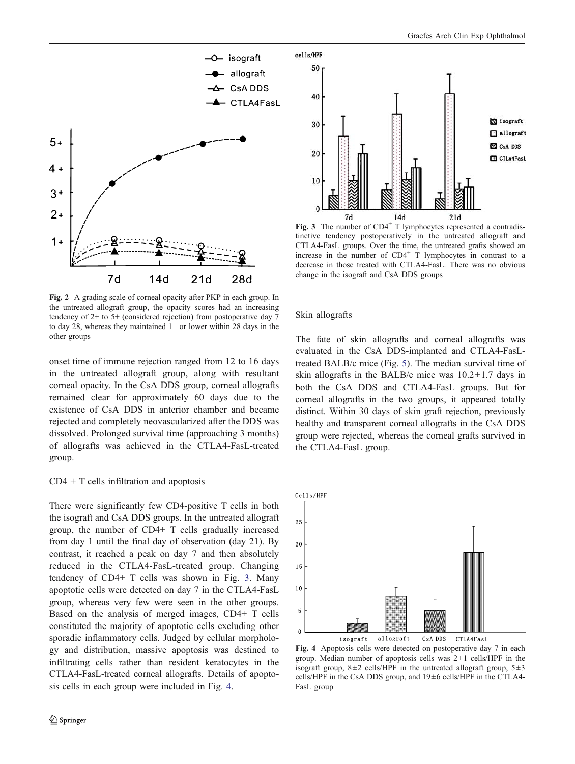Fig. 2 A grading scale of corneal opacity after PKP in each group. In the untreated allograft group, the opacity scores had an increasing tendency of 2+ to 5+ (considered rejection) from postoperative day 7 to day 28, whereas they maintained 1+ or lower within 28 days in the other groups

onset time of immune rejection ranged from 12 to 16 days in the untreated allograft group, along with resultant corneal opacity. In the CsA DDS group, corneal allografts remained clear for approximately 60 days due to the existence of CsA DDS in anterior chamber and became rejected and completely neovascularized after the DDS was dissolved. Prolonged survival time (approaching 3 months) of allografts was achieved in the CTLA4-FasL-treated group.

### CD4 + T cells infiltration and apoptosis

There were significantly few CD4-positive T cells in both the isograft and CsA DDS groups. In the untreated allograft group, the number of CD4+ T cells gradually increased from day 1 until the final day of observation (day 21). By contrast, it reached a peak on day 7 and then absolutely reduced in the CTLA4-FasL-treated group. Changing tendency of CD4+ T cells was shown in Fig. 3. Many apoptotic cells were detected on day 7 in the CTLA4-FasL group, whereas very few were seen in the other groups. Based on the analysis of merged images, CD4+ T cells constituted the majority of apoptotic cells excluding other sporadic inflammatory cells. Judged by cellular morphology and distribution, massive apoptosis was destined to infiltrating cells rather than resident keratocytes in the CTLA4-FasL-treated corneal allografts. Details of apoptosis cells in each group were included in Fig. 4.

Fig. 3 The number of $CD4^{+}$ T lymphocytes represented a contradistinctive tendency postoperatively in the untreated allograft and CTLA4-FasL groups. Over the time, the untreated grafts showed an increase in the number of $CD4^{+}$ T lymphocytes in contrast to a decrease in those treated with CTLA4-FasL. There was no obvious change in the isograft and CsA DDS groups

### Skin allografts

The fate of skin allografts and corneal allografts was evaluated in the CsA DDS-implanted and CTLA4-FasL-treated BALB/c mice (Fig. 5). The median survival time of skin allografts in the BALB/c mice was 10.2±1.7 days in both the CsA DDS and CTLA4-FasL groups. But for corneal allografts in the two groups, it appeared totally distinct. Within 30 days of skin graft rejection, previously healthy and transparent corneal allografts in the CsA DDS group were rejected, whereas the corneal grafts survived in the CTLA4-FasL group.

Fig. 4 Apoptosis cells were detected on postoperative day 7 in each group. Median number of apoptosis cells was 2±1 cells/HPF in the isograft group, 8±2 cells/HPF in the untreated allograft group, 5±3 cells/HPF in the CsA DDS group, and 19±6 cells/HPF in the CTLA4-FasL group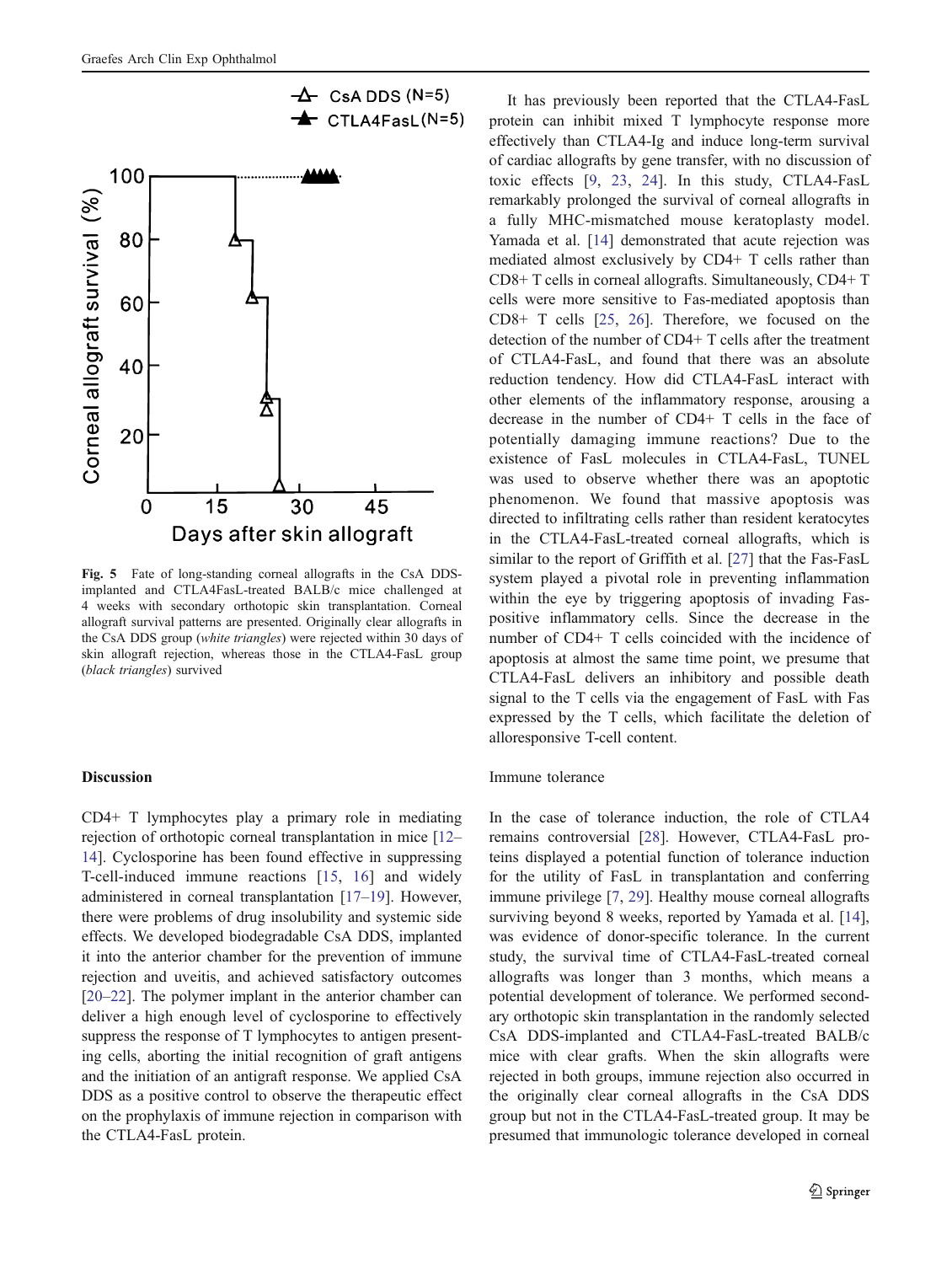Fig. 5 Fate of long-standing corneal allografts in the CsA DDS-implanted and CTLA4FasL-treated BALB/c mice challenged at 4 weeks with secondary orthotopic skin transplantation. Corneal allograft survival patterns are presented. Originally clear allografts in the CsA DDS group (*white triangles*) were rejected within 30 days of skin allograft rejection, whereas those in the CTLA4-FasL group (*black triangles*) survived

## Discussion

CD4+ T lymphocytes play a primary role in mediating rejection of orthotopic corneal transplantation in mice [12–14]. Cyclosporine has been found effective in suppressing T-cell-induced immune reactions [15, 16] and widely administered in corneal transplantation [17–19]. However, there were problems of drug insolubility and systemic side effects. We developed biodegradable CsA DDS, implanted it into the anterior chamber for the prevention of immune rejection and uveitis, and achieved satisfactory outcomes [20–22]. The polymer implant in the anterior chamber can deliver a high enough level of cyclosporine to effectively suppress the response of T lymphocytes to antigen presenting cells, aborting the initial recognition of graft antigens and the initiation of an antigraft response. We applied CsA DDS as a positive control to observe the therapeutic effect on the prophylaxis of immune rejection in comparison with the CTLA4-FasL protein.

It has previously been reported that the CTLA4-FasL protein can inhibit mixed T lymphocyte response more effectively than CTLA4-Ig and induce long-term survival of cardiac allografts by gene transfer, with no discussion of toxic effects [9, 23, 24]. In this study, CTLA4-FasL remarkably prolonged the survival of corneal allografts in a fully MHC-mismatched mouse keratoplasty model. Yamada et al. [14] demonstrated that acute rejection was mediated almost exclusively by CD4+ T cells rather than CD8+ T cells in corneal allografts. Simultaneously, CD4+ T cells were more sensitive to Fas-mediated apoptosis than CD8+ T cells [25, 26]. Therefore, we focused on the detection of the number of CD4+ T cells after the treatment of CTLA4-FasL, and found that there was an absolute reduction tendency. How did CTLA4-FasL interact with other elements of the inflammatory response, arousing a decrease in the number of CD4+ T cells in the face of potentially damaging immune reactions? Due to the existence of FasL molecules in CTLA4-FasL, TUNEL was used to observe whether there was an apoptotic phenomenon. We found that massive apoptosis was directed to infiltrating cells rather than resident keratocytes in the CTLA4-FasL-treated corneal allografts, which is similar to the report of Griffith et al. [27] that the Fas-FasL system played a pivotal role in preventing inflammation within the eye by triggering apoptosis of invading Fas-positive inflammatory cells. Since the decrease in the number of CD4+ T cells coincided with the incidence of apoptosis at almost the same time point, we presume that CTLA4-FasL delivers an inhibitory and possible death signal to the T cells via the engagement of FasL with Fas expressed by the T cells, which facilitate the deletion of alloresponsive T-cell content.

### Immune tolerance

In the case of tolerance induction, the role of CTLA4 remains controversial [28]. However, CTLA4-FasL proteins displayed a potential function of tolerance induction for the utility of FasL in transplantation and conferring immune privilege [7, 29]. Healthy mouse corneal allografts surviving beyond 8 weeks, reported by Yamada et al. [14], was evidence of donor-specific tolerance. In the current study, the survival time of CTLA4-FasL-treated corneal allografts was longer than 3 months, which means a potential development of tolerance. We performed secondary orthotopic skin transplantation in the randomly selected CsA DDS-implanted and CTLA4-FasL-treated BALB/c mice with clear grafts. When the skin allografts were rejected in both groups, immune rejection also occurred in the originally clear corneal allografts in the CsA DDS group but not in the CTLA4-FasL-treated group. It may be presumed that immunologic tolerance developed in corneal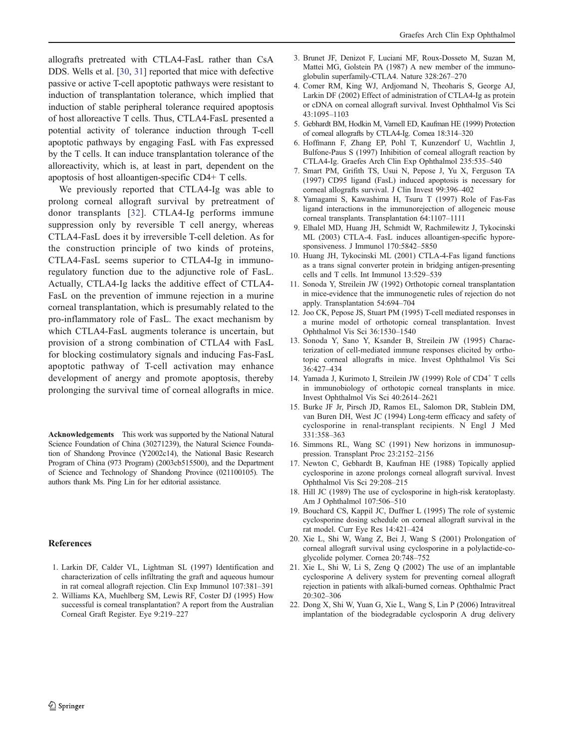allografts pretreated with CTLA4-FasL rather than CsA DDS. Wells et al. [30, 31] reported that mice with defective passive or active T-cell apoptotic pathways were resistant to induction of transplantation tolerance, which implied that induction of stable peripheral tolerance required apoptosis of host alloreactive T cells. Thus, CTLA4-FasL presented a potential activity of tolerance induction through T-cell apoptotic pathways by engaging FasL with Fas expressed by the T cells. It can induce transplantation tolerance of the alloreactivity, which is, at least in part, dependent on the apoptosis of host alloantigen-specific CD4+ T cells.

We previously reported that CTLA4-Ig was able to prolong corneal allograft survival by pretreatment of donor transplants [32]. CTLA4-Ig performs immune suppression only by reversible T cell anergy, whereas CTLA4-FasL does it by irreversible T-cell deletion. As for the construction principle of two kinds of proteins, CTLA4-FasL seems superior to CTLA4-Ig in immunoregulatory function due to the adjunctive role of FasL. Actually, CTLA4-Ig lacks the additive effect of CTLA4-FasL on the prevention of immune rejection in a murine corneal transplantation, which is presumably related to the pro-inflammatory role of FasL. The exact mechanism by which CTLA4-FasL augments tolerance is uncertain, but provision of a strong combination of CTLA4 with FasL for blocking costimulatory signals and inducing Fas-FasL apoptotic pathway of T-cell activation may enhance development of anergy and promote apoptosis, thereby prolonging the survival time of corneal allografts in mice.

**Acknowledgements** This work was supported by the National Natural Science Foundation of China (30271239), the Natural Science Foundation of Shandong Province (Y2002c14), the National Basic Research Program of China (973 Program) (2003cb515500), and the Department of Science and Technology of Shandong Province (021100105). The authors thank Ms. Ping Lin for her editorial assistance.

## References

1. Larkin DF, Calder VL, Lightman SL (1997) Identification and characterization of cells infiltrating the graft and aqueous humour in rat corneal allograft rejection. Clin Exp Immunol 107:381–391
2. Williams KA, Muehlberg SM, Lewis RF, Coster DJ (1995) How successful is corneal transplantation? A report from the Australian Corneal Graft Register. Eye 9:219–227
3. Brunet JF, Denizot F, Luciani MF, Roux-Dosseto M, Suzan M, Mattei MG, Golstein PA (1987) A new member of the immunoglobulin superfamily-CTLA4. Nature 328:267–270
4. Comer RM, King WJ, Ardjomand N, Theoharis S, George AJ, Larkin DF (2002) Effect of administration of CTLA4-Ig as protein or cDNA on corneal allograft survival. Invest Ophthalmol Vis Sci 43:1095–1103
5. Gebhardt BM, Hodkin M, Varnell ED, Kaufman HE (1999) Protection of corneal allografts by CTLA4-Ig. Cornea 18:314–320
6. Hoffmann F, Zhang EP, Pohl T, Kunzendorf U, Wachtlin J, Bulfone-Paus S (1997) Inhibition of corneal allograft reaction by CTLA4-Ig. Graefes Arch Clin Exp Ophthalmol 235:535–540
7. Smart PM, Grifith TS, Usui N, Pepose J, Yu X, Ferguson TA (1997) CD95 ligand (FasL) induced apoptosis is necessary for corneal allografts survival. J Clin Invest 99:396–402
8. Yamagami S, Kawashima H, Tsuru T (1997) Role of Fas-Fas ligand interactions in the immunorejection of allogeneic mouse corneal transplants. Transplantation 64:1107–1111
9. Elhalel MD, Huang JH, Schmidt W, Rachmilewitz J, Tykocinski ML (2003) CTLA-4. FasL induces alloantigen-specific hyporesponsiveness. J Immunol 170:5842–5850
10. Huang JH, Tykocinski ML (2001) CTLA-4-Fas ligand functions as a trans signal converter protein in bridging antigen-presenting cells and T cells. Int Immunol 13:529–539
11. Sonoda Y, Streilein JW (1992) Orthotopic corneal transplantation in mice-evidence that the immunogenetic rules of rejection do not apply. Transplantation 54:694–704
12. Joo CK, Pepose JS, Stuart PM (1995) T-cell mediated responses in a murine model of orthotopic corneal transplantation. Invest Ophthalmol Vis Sci 36:1530–1540
13. Sonoda Y, Sano Y, Ksander B, Streilein JW (1995) Characterization of cell-mediated immune responses elicited by orthotopic corneal allografts in mice. Invest Ophthalmol Vis Sci 36:427–434
14. Yamada J, Kurimoto I, Streilein JW (1999) Role of $CD4^{+}$ T cells in immunobiology of orthotopic corneal transplants in mice. Invest Ophthalmol Vis Sci 40:2614–2621
15. Burke JF Jr, Pirsch JD, Ramos EL, Salomon DR, Stablein DM, van Buren DH, West JC (1994) Long-term efficacy and safety of cyclosporine in renal-transplant recipients. N Engl J Med 331:358–363
16. Simmons RL, Wang SC (1991) New horizons in immunosuppression. Transplant Proc 23:2152–2156
17. Newton C, Gebhardt B, Kaufman HE (1988) Topically applied cyclosporine in azone prolongs corneal allograft survival. Invest Ophthalmol Vis Sci 29:208–215
18. Hill JC (1989) The use of cyclosporine in high-risk keratoplasty. Am J Ophthalmol 107:506–510
19. Bouchard CS, Kappil JC, Duffner L (1995) The role of systemic cyclosporine dosing schedule on corneal allograft survival in the rat model. Curr Eye Res 14:421–424
20. Xie L, Shi W, Wang Z, Bei J, Wang S (2001) Prolongation of corneal allograft survival using cyclosporine in a polylactide-co-glycolide polymer. Cornea 20:748–752
21. Xie L, Shi W, Li S, Zeng Q (2002) The use of an implantable cyclosporine A delivery system for preventing corneal allograft rejection in patients with alkali-burned corneas. Ophthalmic Pract 20:302–306
22. Dong X, Shi W, Yuan G, Xie L, Wang S, Lin P (2006) Intravitreal implantation of the biodegradable cyclosporin A drug delivery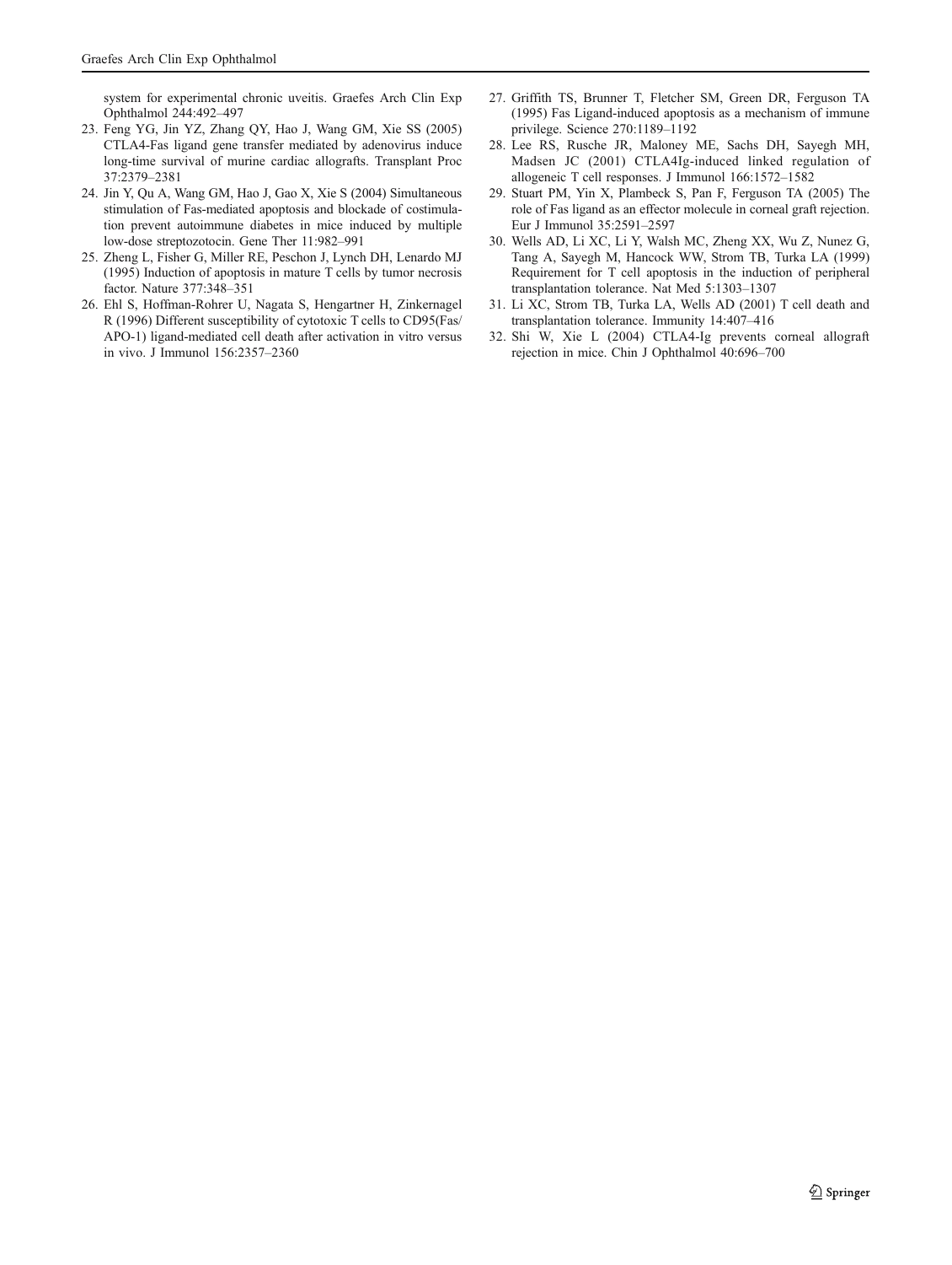system for experimental chronic uveitis. Graefes Arch Clin Exp Ophthalmol 244:492–497

23. Feng YG, Jin YZ, Zhang QY, Hao J, Wang GM, Xie SS (2005) CTLA4-Fas ligand gene transfer mediated by adenovirus induce long-time survival of murine cardiac allografts. Transplant Proc 37:2379–2381
24. Jin Y, Qu A, Wang GM, Hao J, Gao X, Xie S (2004) Simultaneous stimulation of Fas-mediated apoptosis and blockade of costimulation prevent autoimmune diabetes in mice induced by multiple low-dose streptozotocin. Gene Ther 11:982–991
25. Zheng L, Fisher G, Miller RE, Peschon J, Lynch DH, Lenardo MJ (1995) Induction of apoptosis in mature T cells by tumor necrosis factor. Nature 377:348–351
26. Ehl S, Hoffman-Rohrer U, Nagata S, Hengartner H, Zinkernagel R (1996) Different susceptibility of cytotoxic T cells to CD95(Fas/APO-1) ligand-mediated cell death after activation in vitro versus in vivo. J Immunol 156:2357–2360
27. Griffith TS, Brunner T, Fletcher SM, Green DR, Ferguson TA (1995) Fas Ligand-induced apoptosis as a mechanism of immune privilege. Science 270:1189–1192
28. Lee RS, Rusche JR, Maloney ME, Sachs DH, Sayegh MH, Madsen JC (2001) CTLA4Ig-induced linked regulation of allogeneic T cell responses. J Immunol 166:1572–1582
29. Stuart PM, Yin X, Plambeck S, Pan F, Ferguson TA (2005) The role of Fas ligand as an effector molecule in corneal graft rejection. Eur J Immunol 35:2591–2597
30. Wells AD, Li XC, Li Y, Walsh MC, Zheng XX, Wu Z, Nunez G, Tang A, Sayegh M, Hancock WW, Strom TB, Turka LA (1999) Requirement for T cell apoptosis in the induction of peripheral transplantation tolerance. Nat Med 5:1303–1307
31. Li XC, Strom TB, Turka LA, Wells AD (2001) T cell death and transplantation tolerance. Immunity 14:407–416
32. Shi W, Xie L (2004) CTLA4-Ig prevents corneal allograft rejection in mice. Chin J Ophthalmol 40:696–700